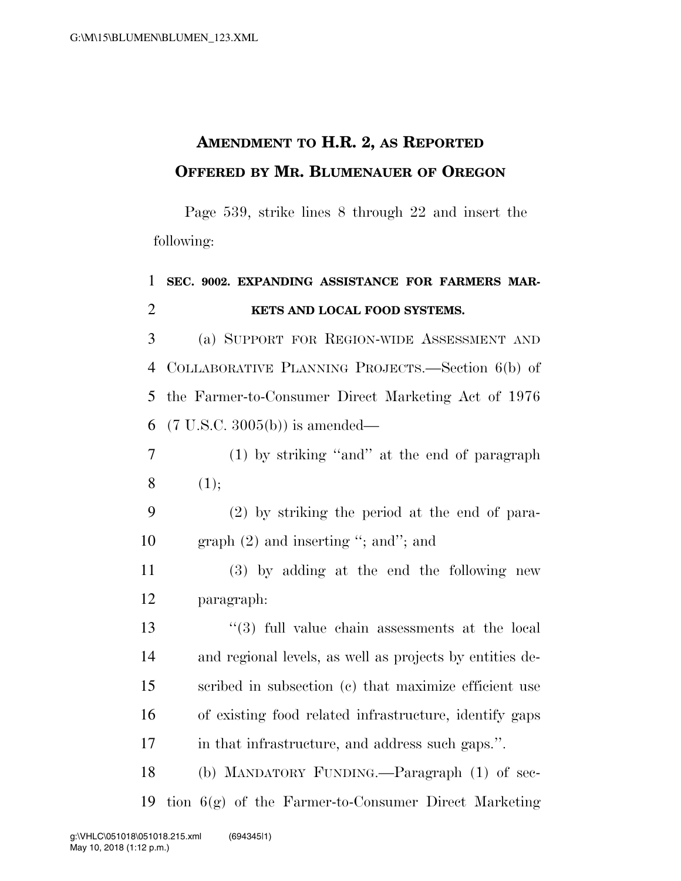**AMENDMENT TO H.R. 2, AS REPORTED OFFERED BY MR. BLUMENAUER OF OREGON**

Page 539, strike lines 8 through 22 and insert the following:

**SEC. 9002. EXPANDING ASSISTANCE FOR FARMERS MARKETS AND LOCAL FOOD SYSTEMS.**

(a) SUPPORT FOR REGION-WIDE ASSESSMENT AND COLLABORATIVE PLANNING PROJECTS.—Section 6(b) of the Farmer-to-Consumer Direct Marketing Act of 1976 (7 U.S.C. 3005(b)) is amended—

(1) by striking "and" at the end of paragraph (1);

(2) by striking the period at the end of paragraph (2) and inserting "; and"; and

(3) by adding at the end the following new paragraph:

"(3) full value chain assessments at the local and regional levels, as well as projects by entities described in subsection (c) that maximize efficient use of existing food related infrastructure, identify gaps in that infrastructure, and address such gaps.".

(b) MANDATORY FUNDING.—Paragraph (1) of section 6(g) of the Farmer-to-Consumer Direct Marketing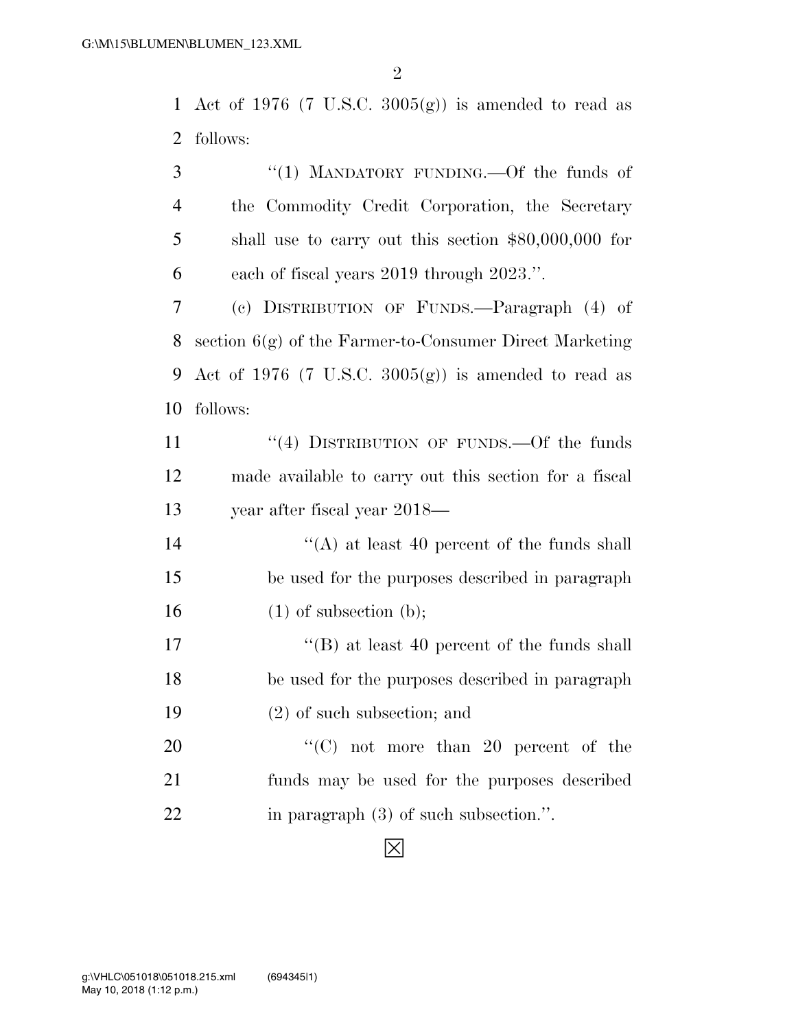Act of 1976 (7 U.S.C. 3005(g)) is amended to read as follows:

"(1) MANDATORY FUNDING.—Of the funds of the Commodity Credit Corporation, the Secretary shall use to carry out this section $80,000,000 for each of fiscal years 2019 through 2023.".

(c) DISTRIBUTION OF FUNDS.—Paragraph (4) of section 6(g) of the Farmer-to-Consumer Direct Marketing Act of 1976 (7 U.S.C. 3005(g)) is amended to read as follows:

"(4) DISTRIBUTION OF FUNDS.—Of the funds made available to carry out this section for a fiscal year after fiscal year 2018—

"(A) at least 40 percent of the funds shall be used for the purposes described in paragraph (1) of subsection (b);

"(B) at least 40 percent of the funds shall be used for the purposes described in paragraph (2) of such subsection; and

"(C) not more than 20 percent of the funds may be used for the purposes described in paragraph (3) of such subsection.".